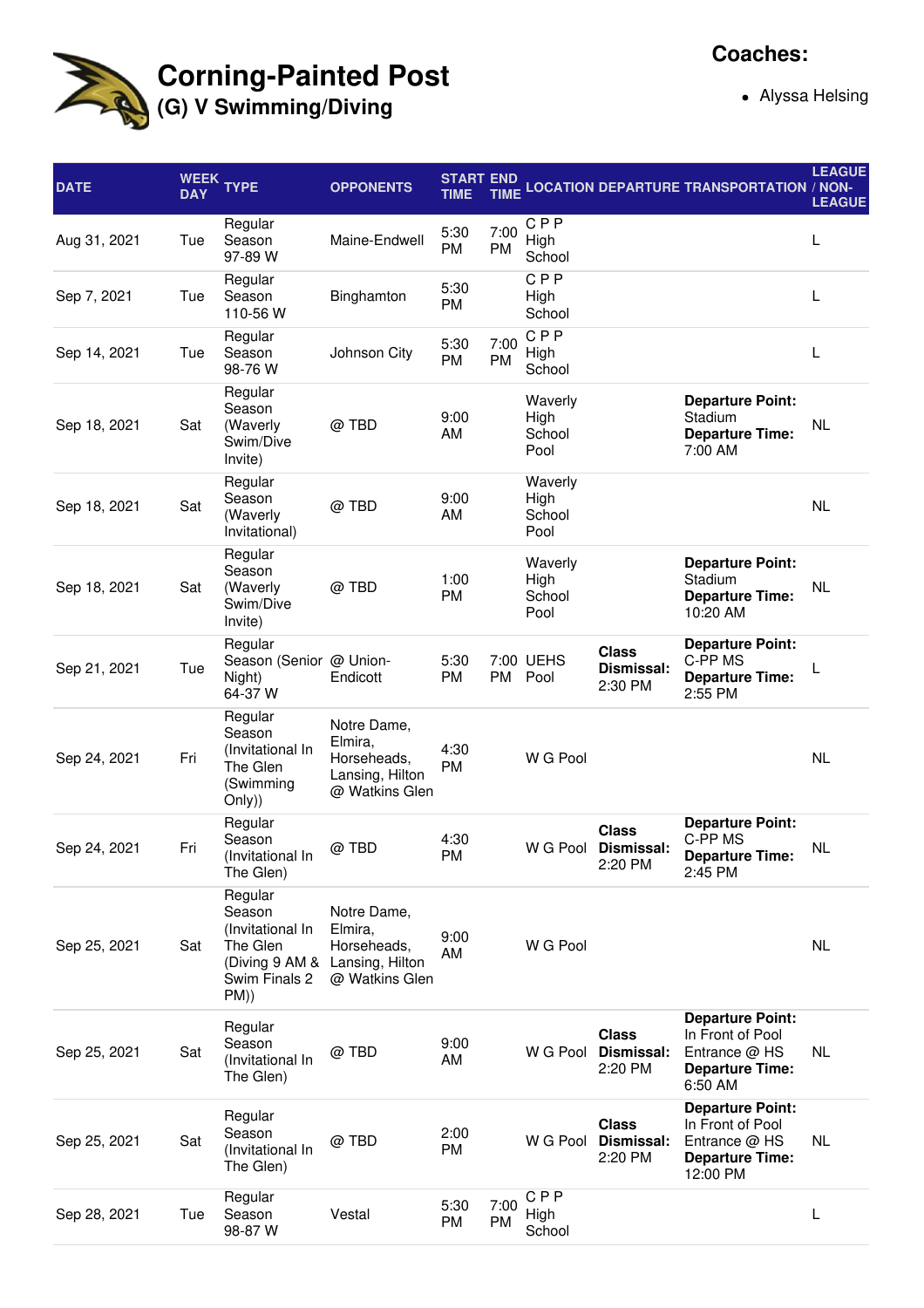# Corning-Painted Post

## (G) V Swimming/Diving

**Coaches:**

- Alyssa Helsing

| DATE | WEEK DAY | TYPE | OPPONENTS | START TIME | END TIME | LOCATION | DEPARTURE | TRANSPORTATION | LEAGUE / NON-LEAGUE |
|---|---|---|---|---|---|---|---|---|---|
| Aug 31, 2021 | Tue | Regular Season 97-89 W | Maine-Endwell | 5:30 PM | 7:00 PM | C P P High School | | | L |
| Sep 7, 2021 | Tue | Regular Season 110-56 W | Binghamton | 5:30 PM | | C P P High School | | | L |
| Sep 14, 2021 | Tue | Regular Season 98-76 W | Johnson City | 5:30 PM | 7:00 PM | C P P High School | | | L |
| Sep 18, 2021 | Sat | Regular Season (Waverly Swim/Dive Invite) | @ TBD | 9:00 AM | | Waverly High School Pool | | **Departure Point:** Stadium **Departure Time:** 7:00 AM | NL |
| Sep 18, 2021 | Sat | Regular Season (Waverly Invitational) | @ TBD | 9:00 AM | | Waverly High School Pool | | | NL |
| Sep 18, 2021 | Sat | Regular Season (Waverly Swim/Dive Invite) | @ TBD | 1:00 PM | | Waverly High School Pool | | **Departure Point:** Stadium **Departure Time:** 10:20 AM | NL |
| Sep 21, 2021 | Tue | Regular Season (Senior Night) 64-37 W | @ Union-Endicott | 5:30 PM | 7:00 PM | UEHS Pool | **Class Dismissal:** 2:30 PM | **Departure Point:** C-PP MS **Departure Time:** 2:55 PM | L |
| Sep 24, 2021 | Fri | Regular Season (Invitational In The Glen (Swimming Only)) | Notre Dame, Elmira, Horseheads, Lansing, Hilton @ Watkins Glen | 4:30 PM | | W G Pool | | | NL |
| Sep 24, 2021 | Fri | Regular Season (Invitational In The Glen) | @ TBD | 4:30 PM | | W G Pool | **Class Dismissal:** 2:20 PM | **Departure Point:** C-PP MS **Departure Time:** 2:45 PM | NL |
| Sep 25, 2021 | Sat | Regular Season (Invitational In The Glen (Diving 9 AM & Swim Finals 2 PM)) | Notre Dame, Elmira, Horseheads, Lansing, Hilton @ Watkins Glen | 9:00 AM | | W G Pool | | | NL |
| Sep 25, 2021 | Sat | Regular Season (Invitational In The Glen) | @ TBD | 9:00 AM | | W G Pool | **Class Dismissal:** 2:20 PM | **Departure Point:** In Front of Pool Entrance @ HS **Departure Time:** 6:50 AM | NL |
| Sep 25, 2021 | Sat | Regular Season (Invitational In The Glen) | @ TBD | 2:00 PM | | W G Pool | **Class Dismissal:** 2:20 PM | **Departure Point:** In Front of Pool Entrance @ HS **Departure Time:** 12:00 PM | NL |
| Sep 28, 2021 | Tue | Regular Season 98-87 W | Vestal | 5:30 PM | 7:00 PM | C P P High School | | | L |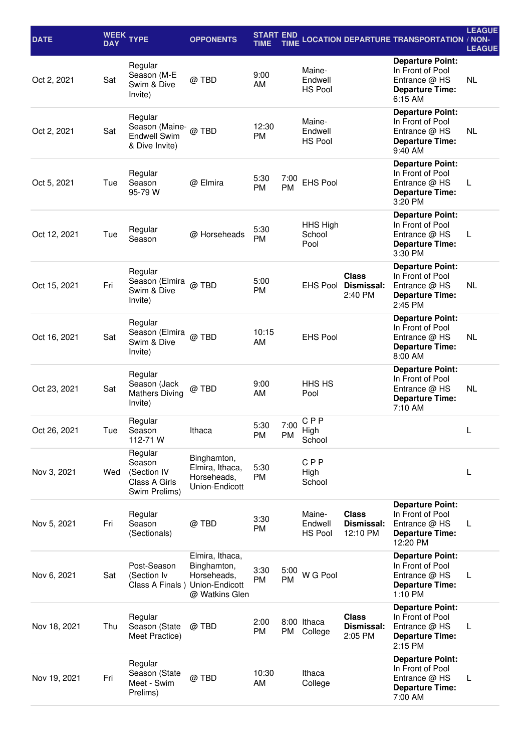| DATE | WEEK DAY | TYPE | OPPONENTS | START TIME | END TIME | LOCATION | DEPARTURE | TRANSPORTATION | LEAGUE / NON-LEAGUE |
|---|---|---|---|---|---|---|---|---|---|
| Oct 2, 2021 | Sat | Regular Season (M-E Swim & Dive Invite) | @ TBD | 9:00 AM | | Maine-Endwell HS Pool | | **Departure Point:** In Front of Pool Entrance @ HS **Departure Time:** 6:15 AM | NL |
| Oct 2, 2021 | Sat | Regular Season (Maine-Endwell Swim & Dive Invite) | @ TBD | 12:30 PM | | Maine-Endwell HS Pool | | **Departure Point:** In Front of Pool Entrance @ HS **Departure Time:** 9:40 AM | NL |
| Oct 5, 2021 | Tue | Regular Season 95-79 W | @ Elmira | 5:30 PM | 7:00 PM | EHS Pool | | **Departure Point:** In Front of Pool Entrance @ HS **Departure Time:** 3:20 PM | L |
| Oct 12, 2021 | Tue | Regular Season | @ Horseheads | 5:30 PM | | HHS High School Pool | | **Departure Point:** In Front of Pool Entrance @ HS **Departure Time:** 3:30 PM | L |
| Oct 15, 2021 | Fri | Regular Season (Elmira Swim & Dive Invite) | @ TBD | 5:00 PM | | EHS Pool | **Class Dismissal:** 2:40 PM | **Departure Point:** In Front of Pool Entrance @ HS **Departure Time:** 2:45 PM | NL |
| Oct 16, 2021 | Sat | Regular Season (Elmira Swim & Dive Invite) | @ TBD | 10:15 AM | | EHS Pool | | **Departure Point:** In Front of Pool Entrance @ HS **Departure Time:** 8:00 AM | NL |
| Oct 23, 2021 | Sat | Regular Season (Jack Mathers Diving Invite) | @ TBD | 9:00 AM | | HHS HS Pool | | **Departure Point:** In Front of Pool Entrance @ HS **Departure Time:** 7:10 AM | NL |
| Oct 26, 2021 | Tue | Regular Season 112-71 W | Ithaca | 5:30 PM | 7:00 PM | C P P High School | | | L |
| Nov 3, 2021 | Wed | Regular Season (Section IV Class A Girls Swim Prelims) | Binghamton, Elmira, Ithaca, Horseheads, Union-Endicott | 5:30 PM | | C P P High School | | | L |
| Nov 5, 2021 | Fri | Regular Season (Sectionals) | @ TBD | 3:30 PM | | Maine-Endwell HS Pool | **Class Dismissal:** 12:10 PM | **Departure Point:** In Front of Pool Entrance @ HS **Departure Time:** 12:20 PM | L |
| Nov 6, 2021 | Sat | Post-Season (Section Iv Class A Finals ) | Elmira, Ithaca, Binghamton, Horseheads, Union-Endicott @ Watkins Glen | 3:30 PM | 5:00 PM | W G Pool | | **Departure Point:** In Front of Pool Entrance @ HS **Departure Time:** 1:10 PM | L |
| Nov 18, 2021 | Thu | Regular Season (State Meet Practice) | @ TBD | 2:00 PM | 8:00 PM | Ithaca College | **Class Dismissal:** 2:05 PM | **Departure Point:** In Front of Pool Entrance @ HS **Departure Time:** 2:15 PM | L |
| Nov 19, 2021 | Fri | Regular Season (State Meet - Swim Prelims) | @ TBD | 10:30 AM | | Ithaca College | | **Departure Point:** In Front of Pool Entrance @ HS **Departure Time:** 7:00 AM | L |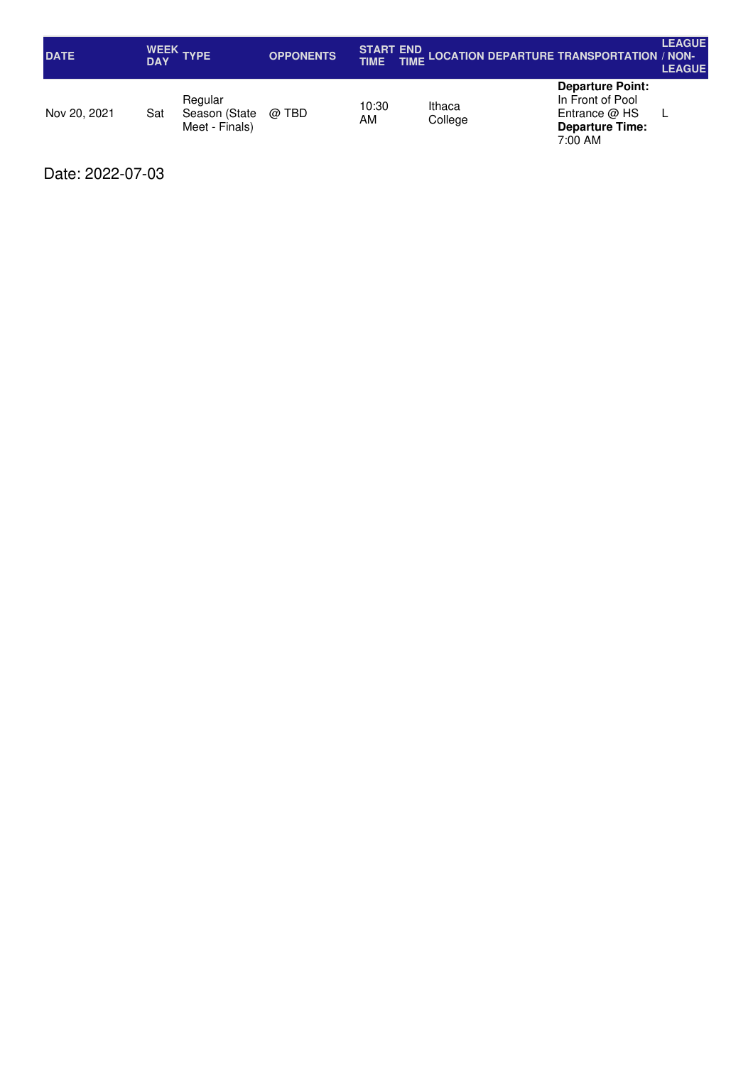| DATE | WEEK DAY | TYPE | OPPONENTS | START TIME | END TIME | LOCATION | DEPARTURE TRANSPORTATION | LEAGUE / NON-LEAGUE |
|---|---|---|---|---|---|---|---|---|
| Nov 20, 2021 | Sat | Regular Season (State Meet - Finals) | @ TBD | 10:30 AM | | Ithaca College | **Departure Point:** In Front of Pool Entrance @ HS **Departure Time:** 7:00 AM | L |

Date: 2022-07-03